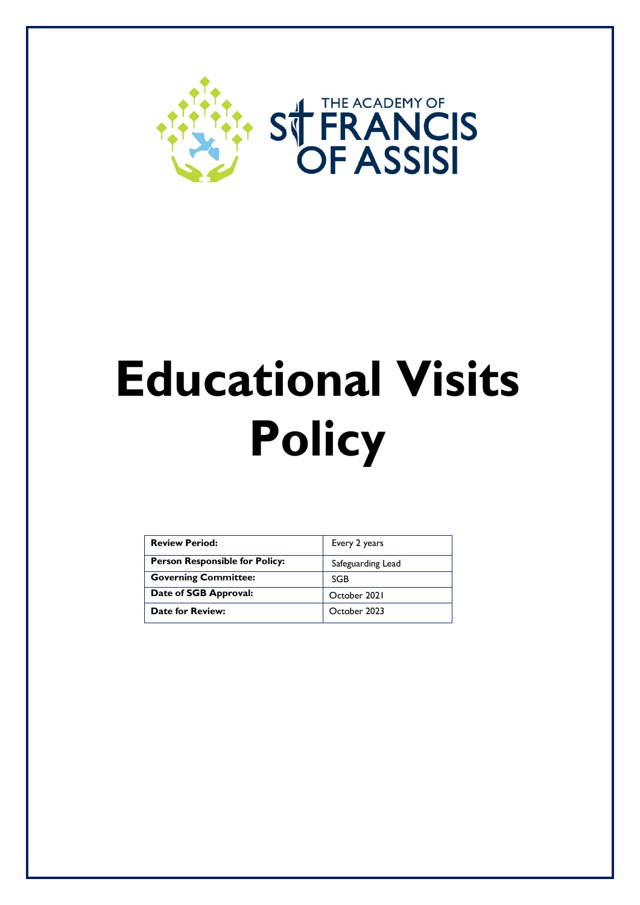THE ACADEMY OF ST FRANCIS OF ASSISI

# Educational Visits Policy

| **Review Period:** | Every 2 years |
|---|---|
| **Person Responsible for Policy:** | Safeguarding Lead |
| **Governing Committee:** | SGB |
| **Date of SGB Approval:** | October 2021 |
| **Date for Review:** | October 2023 |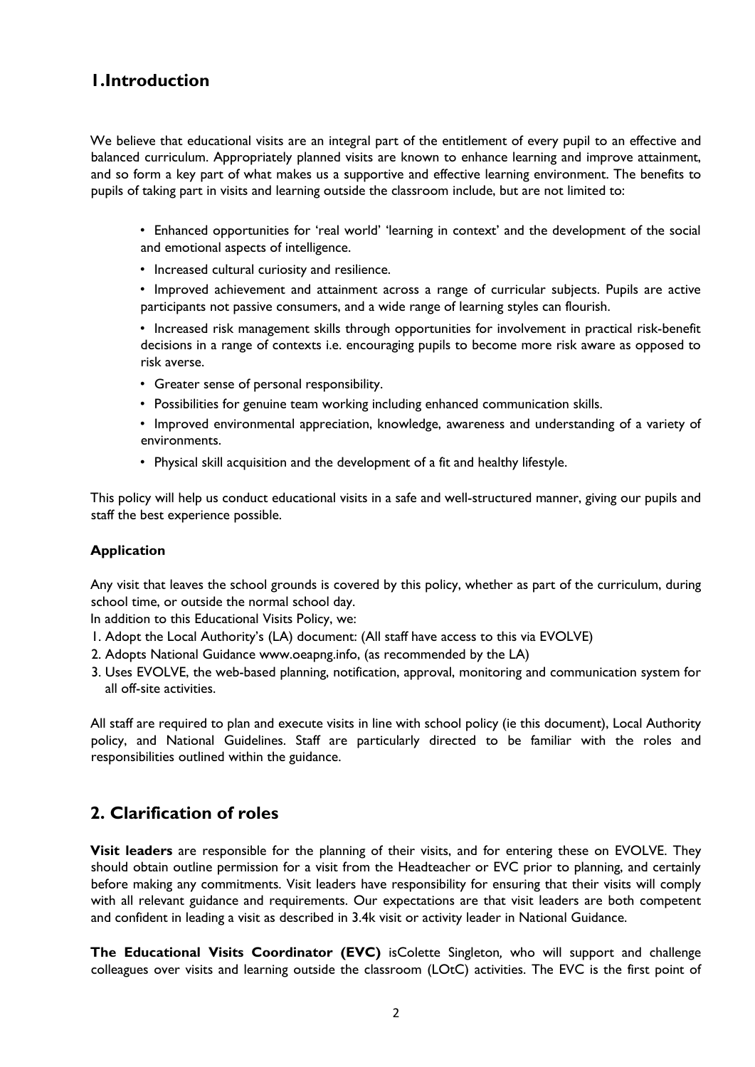# 1.Introduction

We believe that educational visits are an integral part of the entitlement of every pupil to an effective and balanced curriculum. Appropriately planned visits are known to enhance learning and improve attainment, and so form a key part of what makes us a supportive and effective learning environment. The benefits to pupils of taking part in visits and learning outside the classroom include, but are not limited to:

- Enhanced opportunities for 'real world' 'learning in context' and the development of the social and emotional aspects of intelligence.
- Increased cultural curiosity and resilience.
- Improved achievement and attainment across a range of curricular subjects. Pupils are active participants not passive consumers, and a wide range of learning styles can flourish.
- Increased risk management skills through opportunities for involvement in practical risk-benefit decisions in a range of contexts i.e. encouraging pupils to become more risk aware as opposed to risk averse.
- Greater sense of personal responsibility.
- Possibilities for genuine team working including enhanced communication skills.
- Improved environmental appreciation, knowledge, awareness and understanding of a variety of environments.
- Physical skill acquisition and the development of a fit and healthy lifestyle.

This policy will help us conduct educational visits in a safe and well-structured manner, giving our pupils and staff the best experience possible.

### Application

Any visit that leaves the school grounds is covered by this policy, whether as part of the curriculum, during school time, or outside the normal school day.

In addition to this Educational Visits Policy, we:

1. Adopt the Local Authority's (LA) document: (All staff have access to this via EVOLVE)
2. Adopts National Guidance www.oeapng.info, (as recommended by the LA)
3. Uses EVOLVE, the web-based planning, notification, approval, monitoring and communication system for all off-site activities.

All staff are required to plan and execute visits in line with school policy (ie this document), Local Authority policy, and National Guidelines. Staff are particularly directed to be familiar with the roles and responsibilities outlined within the guidance.

# 2. Clarification of roles

**Visit leaders** are responsible for the planning of their visits, and for entering these on EVOLVE. They should obtain outline permission for a visit from the Headteacher or EVC prior to planning, and certainly before making any commitments. Visit leaders have responsibility for ensuring that their visits will comply with all relevant guidance and requirements. Our expectations are that visit leaders are both competent and confident in leading a visit as described in 3.4k visit or activity leader in National Guidance.

**The Educational Visits Coordinator (EVC)** isColette Singleton, who will support and challenge colleagues over visits and learning outside the classroom (LOtC) activities. The EVC is the first point of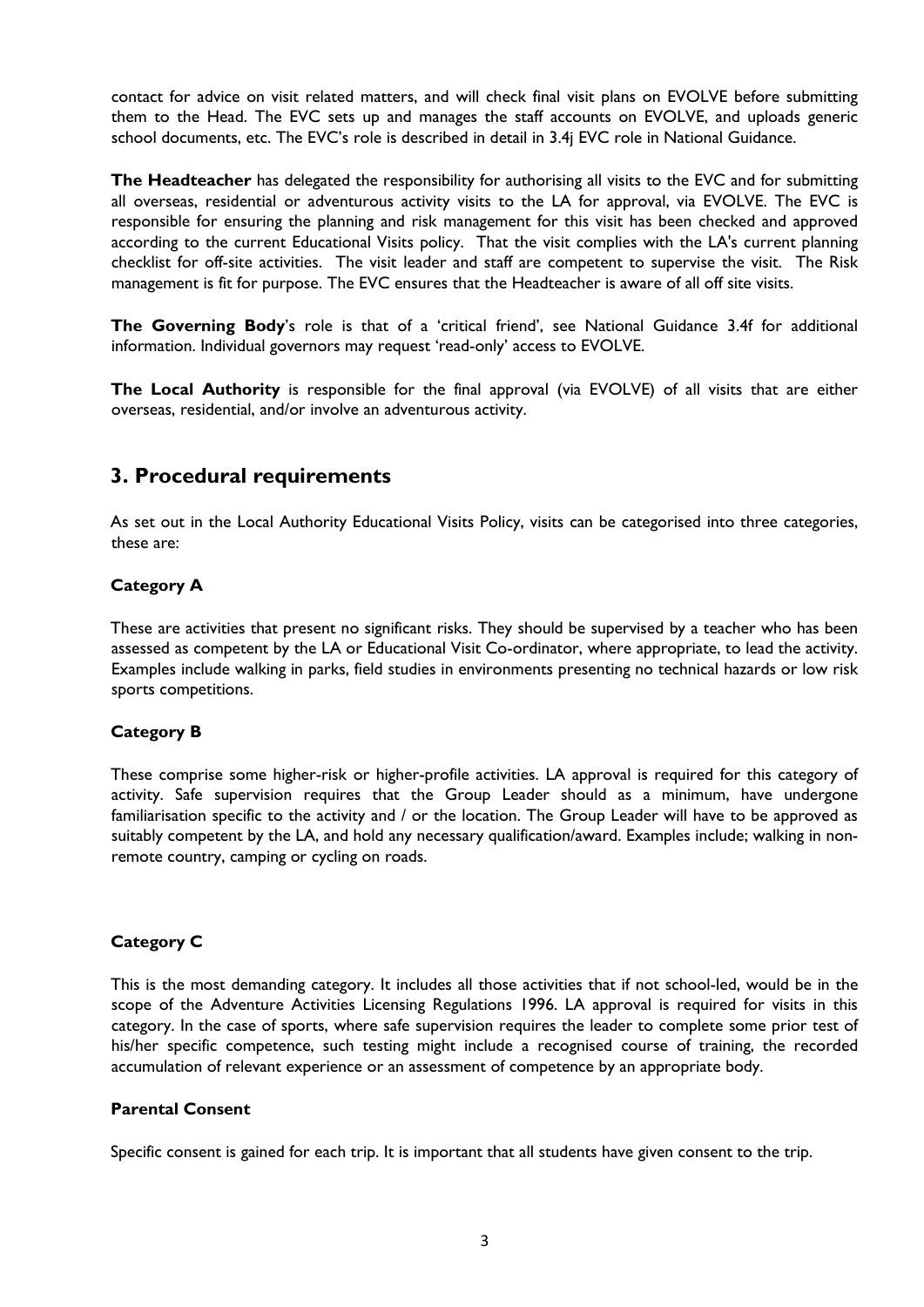contact for advice on visit related matters, and will check final visit plans on EVOLVE before submitting them to the Head. The EVC sets up and manages the staff accounts on EVOLVE, and uploads generic school documents, etc. The EVC's role is described in detail in 3.4j EVC role in National Guidance.

**The Headteacher** has delegated the responsibility for authorising all visits to the EVC and for submitting all overseas, residential or adventurous activity visits to the LA for approval, via EVOLVE. The EVC is responsible for ensuring the planning and risk management for this visit has been checked and approved according to the current Educational Visits policy. That the visit complies with the LA's current planning checklist for off-site activities. The visit leader and staff are competent to supervise the visit. The Risk management is fit for purpose. The EVC ensures that the Headteacher is aware of all off site visits.

**The Governing Body**'s role is that of a 'critical friend', see National Guidance 3.4f for additional information. Individual governors may request 'read-only' access to EVOLVE.

**The Local Authority** is responsible for the final approval (via EVOLVE) of all visits that are either overseas, residential, and/or involve an adventurous activity.

## 3. Procedural requirements

As set out in the Local Authority Educational Visits Policy, visits can be categorised into three categories, these are:

### Category A

These are activities that present no significant risks. They should be supervised by a teacher who has been assessed as competent by the LA or Educational Visit Co-ordinator, where appropriate, to lead the activity. Examples include walking in parks, field studies in environments presenting no technical hazards or low risk sports competitions.

### Category B

These comprise some higher-risk or higher-profile activities. LA approval is required for this category of activity. Safe supervision requires that the Group Leader should as a minimum, have undergone familiarisation specific to the activity and / or the location. The Group Leader will have to be approved as suitably competent by the LA, and hold any necessary qualification/award. Examples include; walking in non-remote country, camping or cycling on roads.

### Category C

This is the most demanding category. It includes all those activities that if not school-led, would be in the scope of the Adventure Activities Licensing Regulations 1996. LA approval is required for visits in this category. In the case of sports, where safe supervision requires the leader to complete some prior test of his/her specific competence, such testing might include a recognised course of training, the recorded accumulation of relevant experience or an assessment of competence by an appropriate body.

### Parental Consent

Specific consent is gained for each trip. It is important that all students have given consent to the trip.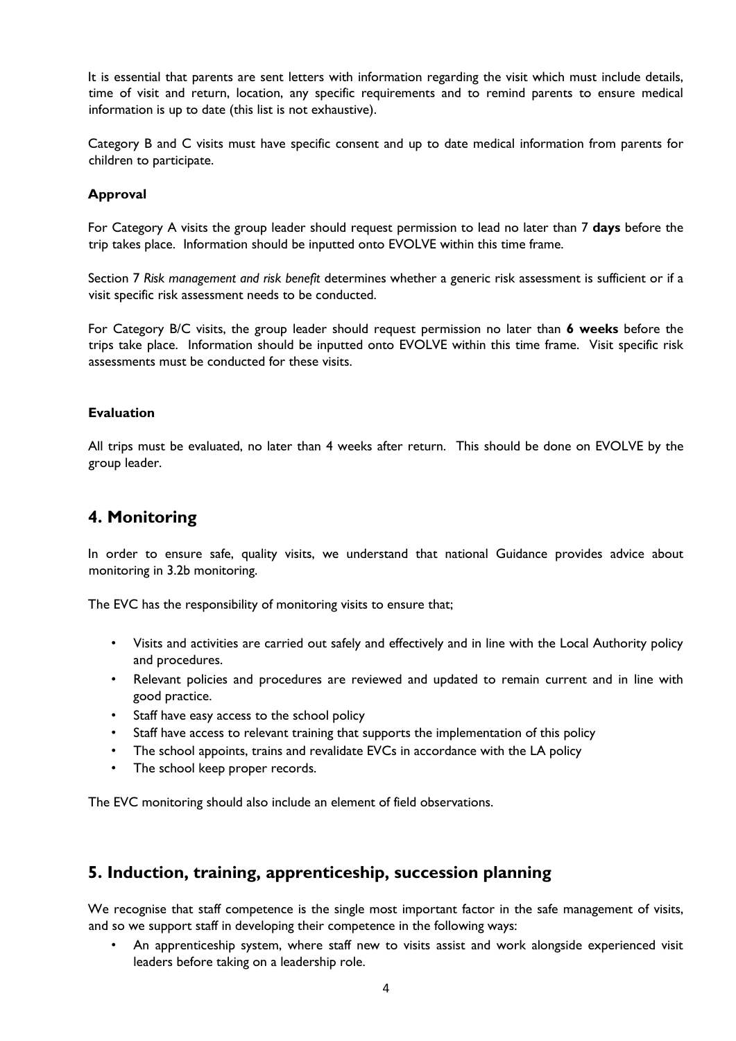It is essential that parents are sent letters with information regarding the visit which must include details, time of visit and return, location, any specific requirements and to remind parents to ensure medical information is up to date (this list is not exhaustive).

Category B and C visits must have specific consent and up to date medical information from parents for children to participate.

**Approval**

For Category A visits the group leader should request permission to lead no later than 7 **days** before the trip takes place. Information should be inputted onto EVOLVE within this time frame.

Section 7 *Risk management and risk benefit* determines whether a generic risk assessment is sufficient or if a visit specific risk assessment needs to be conducted.

For Category B/C visits, the group leader should request permission no later than **6 weeks** before the trips take place. Information should be inputted onto EVOLVE within this time frame. Visit specific risk assessments must be conducted for these visits.

**Evaluation**

All trips must be evaluated, no later than 4 weeks after return. This should be done on EVOLVE by the group leader.

## 4. Monitoring

In order to ensure safe, quality visits, we understand that national Guidance provides advice about monitoring in 3.2b monitoring.

The EVC has the responsibility of monitoring visits to ensure that;

- Visits and activities are carried out safely and effectively and in line with the Local Authority policy and procedures.
- Relevant policies and procedures are reviewed and updated to remain current and in line with good practice.
- Staff have easy access to the school policy
- Staff have access to relevant training that supports the implementation of this policy
- The school appoints, trains and revalidate EVCs in accordance with the LA policy
- The school keep proper records.

The EVC monitoring should also include an element of field observations.

## 5. Induction, training, apprenticeship, succession planning

We recognise that staff competence is the single most important factor in the safe management of visits, and so we support staff in developing their competence in the following ways:

- An apprenticeship system, where staff new to visits assist and work alongside experienced visit leaders before taking on a leadership role.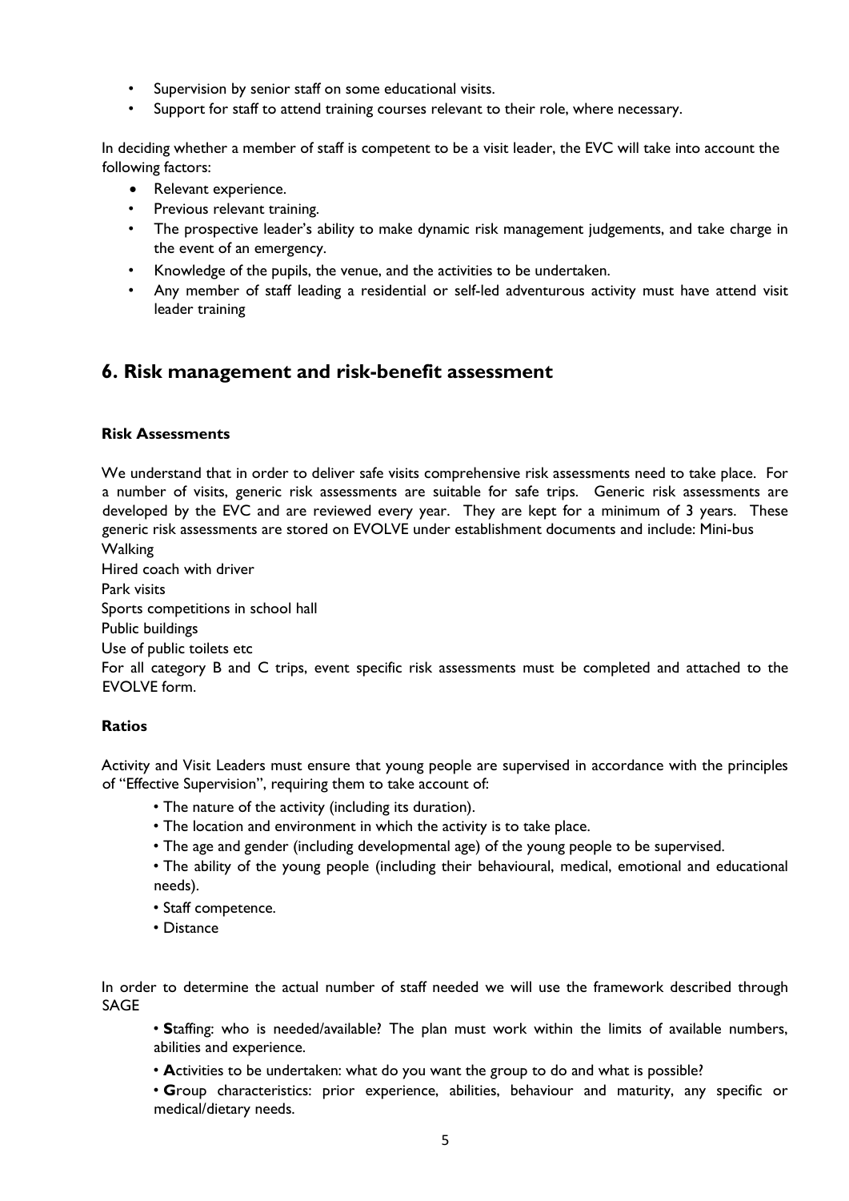- Supervision by senior staff on some educational visits.
- Support for staff to attend training courses relevant to their role, where necessary.

In deciding whether a member of staff is competent to be a visit leader, the EVC will take into account the following factors:

- Relevant experience.
- Previous relevant training.
- The prospective leader's ability to make dynamic risk management judgements, and take charge in the event of an emergency.
- Knowledge of the pupils, the venue, and the activities to be undertaken.
- Any member of staff leading a residential or self-led adventurous activity must have attend visit leader training

## 6. Risk management and risk-benefit assessment

**Risk Assessments**

We understand that in order to deliver safe visits comprehensive risk assessments need to take place. For a number of visits, generic risk assessments are suitable for safe trips. Generic risk assessments are developed by the EVC and are reviewed every year. They are kept for a minimum of 3 years. These generic risk assessments are stored on EVOLVE under establishment documents and include: Mini-bus
Walking
Hired coach with driver
Park visits
Sports competitions in school hall
Public buildings
Use of public toilets etc
For all category B and C trips, event specific risk assessments must be completed and attached to the EVOLVE form.

**Ratios**

Activity and Visit Leaders must ensure that young people are supervised in accordance with the principles of "Effective Supervision", requiring them to take account of:

- The nature of the activity (including its duration).
- The location and environment in which the activity is to take place.
- The age and gender (including developmental age) of the young people to be supervised.
- The ability of the young people (including their behavioural, medical, emotional and educational needs).
- Staff competence.
- Distance

In order to determine the actual number of staff needed we will use the framework described through SAGE

- **S**taffing: who is needed/available? The plan must work within the limits of available numbers, abilities and experience.
- **A**ctivities to be undertaken: what do you want the group to do and what is possible?
- **G**roup characteristics: prior experience, abilities, behaviour and maturity, any specific or medical/dietary needs.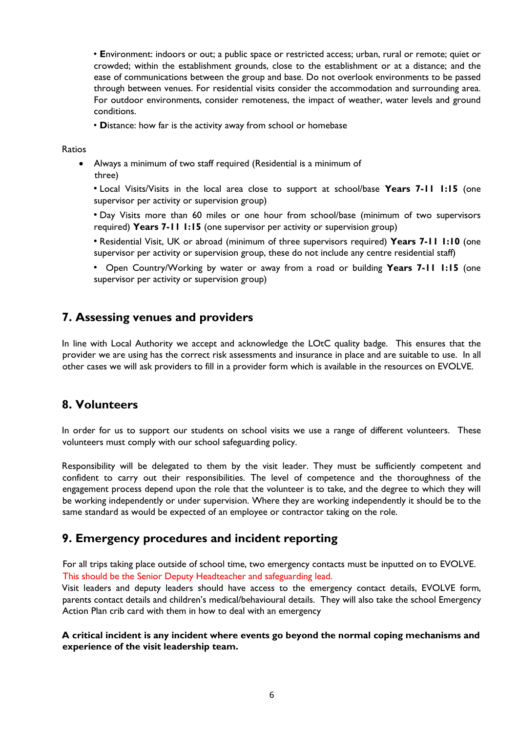• **E**nvironment: indoors or out; a public space or restricted access; urban, rural or remote; quiet or crowded; within the establishment grounds, close to the establishment or at a distance; and the ease of communications between the group and base. Do not overlook environments to be passed through between venues. For residential visits consider the accommodation and surrounding area. For outdoor environments, consider remoteness, the impact of weather, water levels and ground conditions.

• **D**istance: how far is the activity away from school or homebase

Ratios

- Always a minimum of two staff required (Residential is a minimum of three)

  • Local Visits/Visits in the local area close to support at school/base **Years 7-11 1:15** (one supervisor per activity or supervision group)

  • Day Visits more than 60 miles or one hour from school/base (minimum of two supervisors required) **Years 7-11 1:15** (one supervisor per activity or supervision group)

  • Residential Visit, UK or abroad (minimum of three supervisors required) **Years 7-11 1:10** (one supervisor per activity or supervision group, these do not include any centre residential staff)

  • Open Country/Working by water or away from a road or building **Years 7-11 1:15** (one supervisor per activity or supervision group)

## 7. Assessing venues and providers

In line with Local Authority we accept and acknowledge the LOtC quality badge. This ensures that the provider we are using has the correct risk assessments and insurance in place and are suitable to use. In all other cases we will ask providers to fill in a provider form which is available in the resources on EVOLVE.

## 8. Volunteers

In order for us to support our students on school visits we use a range of different volunteers. These volunteers must comply with our school safeguarding policy.

Responsibility will be delegated to them by the visit leader. They must be sufficiently competent and confident to carry out their responsibilities. The level of competence and the thoroughness of the engagement process depend upon the role that the volunteer is to take, and the degree to which they will be working independently or under supervision. Where they are working independently it should be to the same standard as would be expected of an employee or contractor taking on the role.

## 9. Emergency procedures and incident reporting

For all trips taking place outside of school time, two emergency contacts must be inputted on to EVOLVE. This should be the Senior Deputy Headteacher and safeguarding lead.
Visit leaders and deputy leaders should have access to the emergency contact details, EVOLVE form, parents contact details and children's medical/behavioural details. They will also take the school Emergency Action Plan crib card with them in how to deal with an emergency

**A critical incident is any incident where events go beyond the normal coping mechanisms and experience of the visit leadership team.**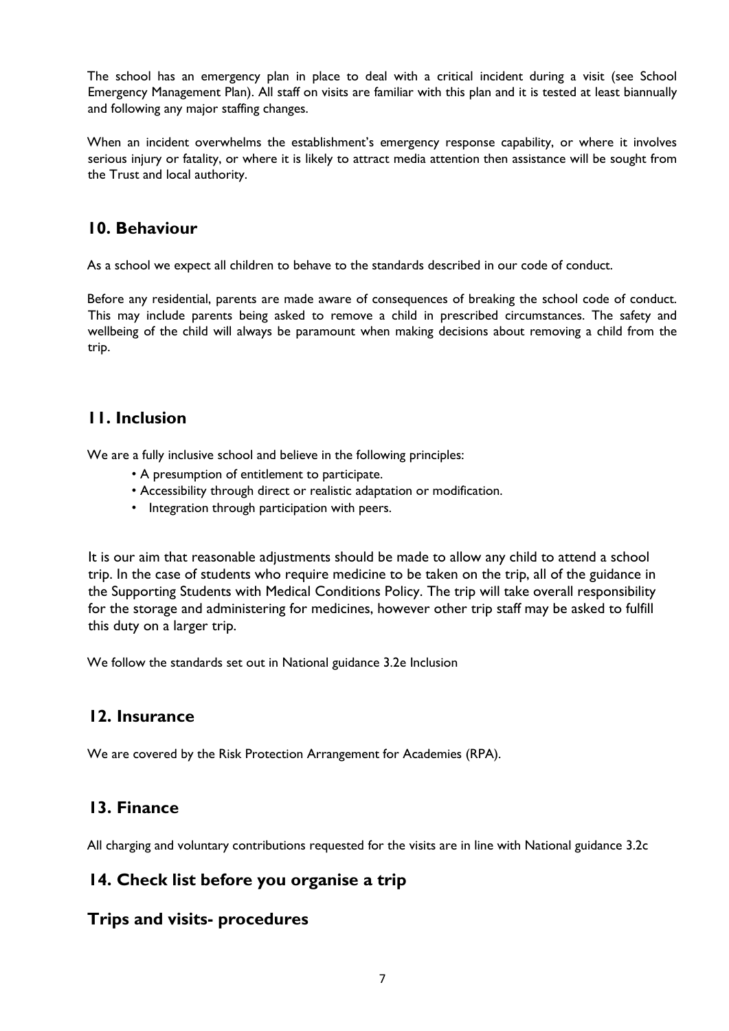The school has an emergency plan in place to deal with a critical incident during a visit (see School Emergency Management Plan). All staff on visits are familiar with this plan and it is tested at least biannually and following any major staffing changes.

When an incident overwhelms the establishment's emergency response capability, or where it involves serious injury or fatality, or where it is likely to attract media attention then assistance will be sought from the Trust and local authority.

## 10. Behaviour

As a school we expect all children to behave to the standards described in our code of conduct.

Before any residential, parents are made aware of consequences of breaking the school code of conduct. This may include parents being asked to remove a child in prescribed circumstances. The safety and wellbeing of the child will always be paramount when making decisions about removing a child from the trip.

## 11. Inclusion

We are a fully inclusive school and believe in the following principles:

- A presumption of entitlement to participate.
- Accessibility through direct or realistic adaptation or modification.
- Integration through participation with peers.

It is our aim that reasonable adjustments should be made to allow any child to attend a school trip. In the case of students who require medicine to be taken on the trip, all of the guidance in the Supporting Students with Medical Conditions Policy. The trip will take overall responsibility for the storage and administering for medicines, however other trip staff may be asked to fulfill this duty on a larger trip.

We follow the standards set out in National guidance 3.2e Inclusion

## 12. Insurance

We are covered by the Risk Protection Arrangement for Academies (RPA).

## 13. Finance

All charging and voluntary contributions requested for the visits are in line with National guidance 3.2c

## 14. Check list before you organise a trip

## Trips and visits- procedures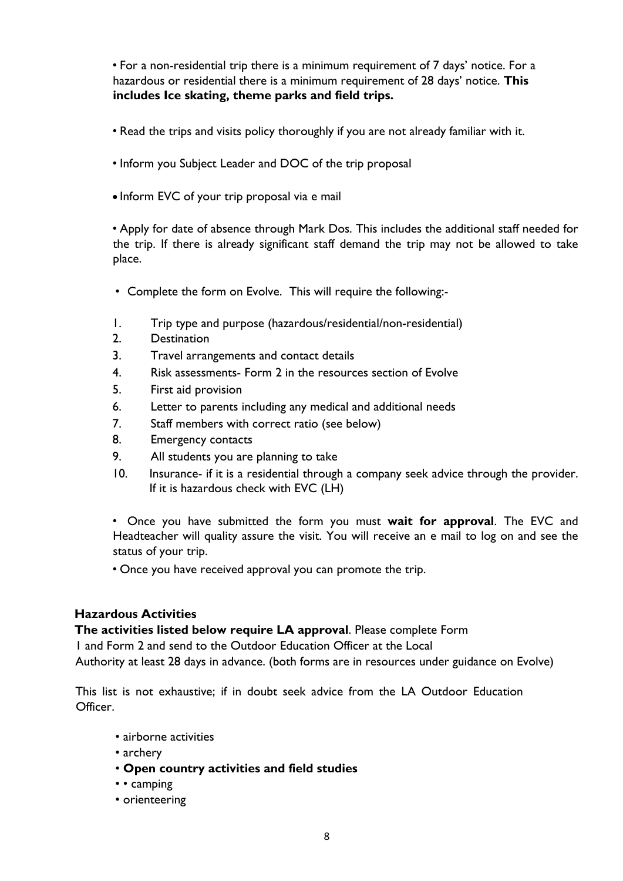- For a non-residential trip there is a minimum requirement of 7 days' notice. For a hazardous or residential there is a minimum requirement of 28 days' notice. **This includes Ice skating, theme parks and field trips.**

- Read the trips and visits policy thoroughly if you are not already familiar with it.

- Inform you Subject Leader and DOC of the trip proposal

- Inform EVC of your trip proposal via e mail

- Apply for date of absence through Mark Dos. This includes the additional staff needed for the trip. If there is already significant staff demand the trip may not be allowed to take place.

- Complete the form on Evolve. This will require the following:-

1. Trip type and purpose (hazardous/residential/non-residential)
2. Destination
3. Travel arrangements and contact details
4. Risk assessments- Form 2 in the resources section of Evolve
5. First aid provision
6. Letter to parents including any medical and additional needs
7. Staff members with correct ratio (see below)
8. Emergency contacts
9. All students you are planning to take
10. Insurance- if it is a residential through a company seek advice through the provider. If it is hazardous check with EVC (LH)

- Once you have submitted the form you must **wait for approval**. The EVC and Headteacher will quality assure the visit. You will receive an e mail to log on and see the status of your trip.

- Once you have received approval you can promote the trip.

**Hazardous Activities**

**The activities listed below require LA approval**. Please complete Form 1 and Form 2 and send to the Outdoor Education Officer at the Local Authority at least 28 days in advance. (both forms are in resources under guidance on Evolve)

This list is not exhaustive; if in doubt seek advice from the LA Outdoor Education Officer.

- airborne activities
- archery
- **Open country activities and field studies**
- • camping
- orienteering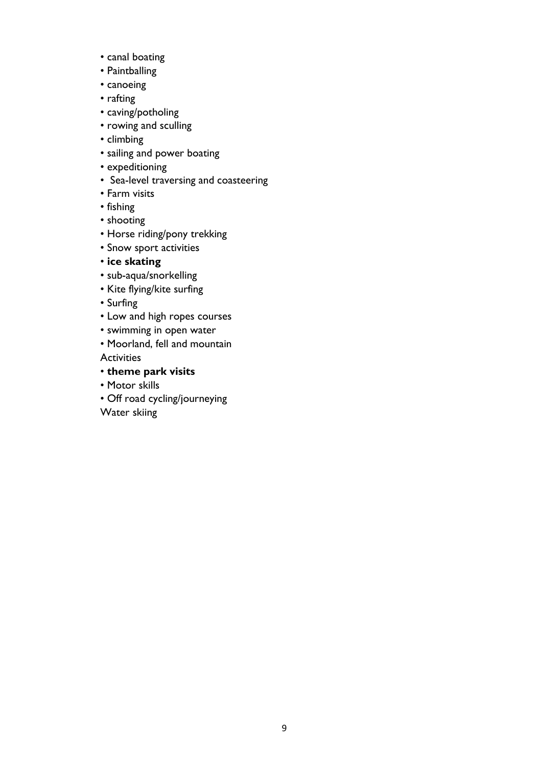- canal boating
- Paintballing
- canoeing
- rafting
- caving/potholing
- rowing and sculling
- climbing
- sailing and power boating
- expeditioning
- Sea-level traversing and coasteering
- Farm visits
- fishing
- shooting
- Horse riding/pony trekking
- Snow sport activities
- **ice skating**
- sub-aqua/snorkelling
- Kite flying/kite surfing
- Surfing
- Low and high ropes courses
- swimming in open water
- Moorland, fell and mountain Activities
- **theme park visits**
- Motor skills
- Off road cycling/journeying

Water skiing